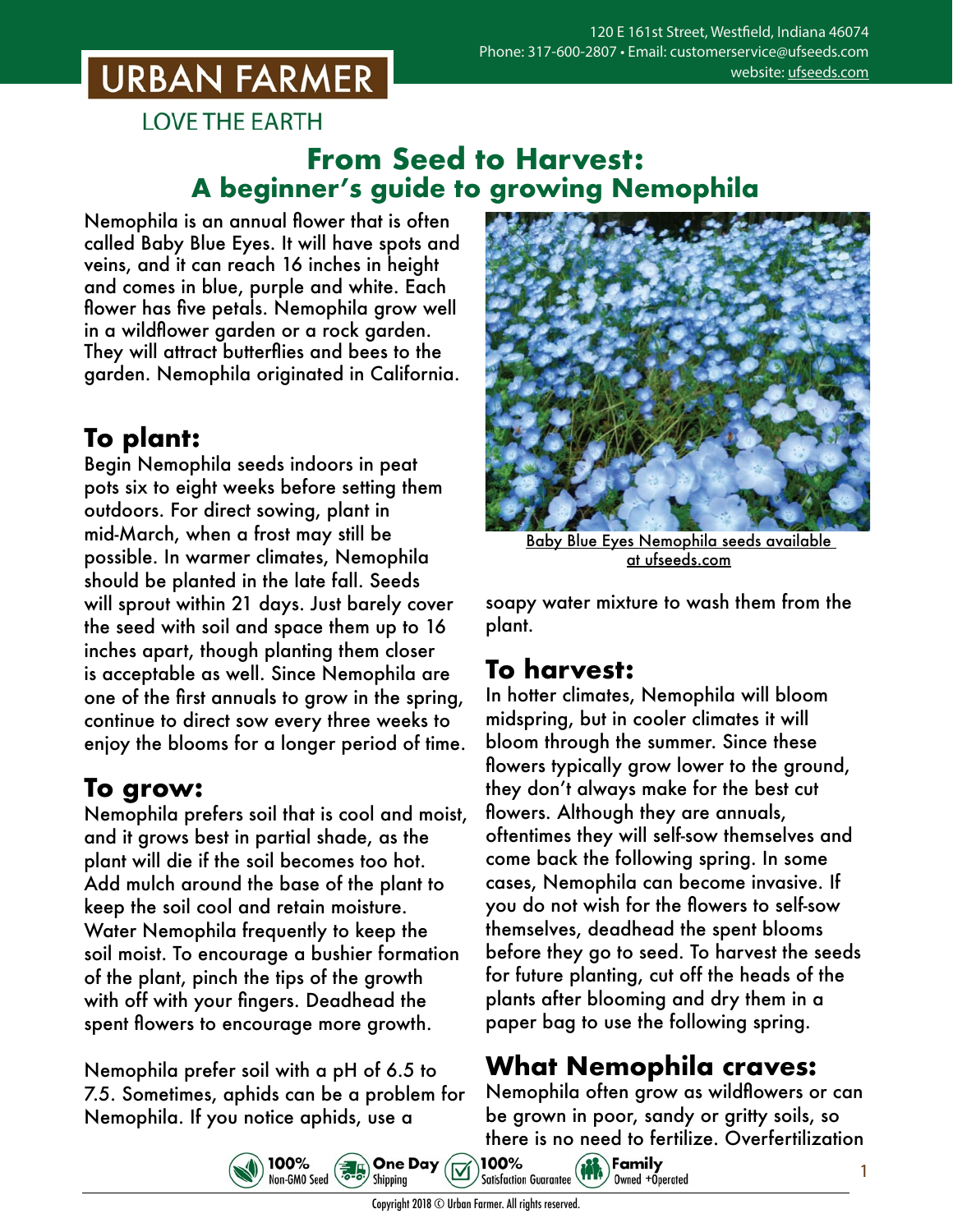120 E 161st Street, Westfield, Indiana 46074
Phone: 317-600-2807 • Email: customerservice@ufseeds.com
website: ufseeds.com

**URBAN FARMER**
LOVE THE EARTH

# From Seed to Harvest: A beginner's guide to growing Nemophila

Nemophila is an annual flower that is often called Baby Blue Eyes. It will have spots and veins, and it can reach 16 inches in height and comes in blue, purple and white. Each flower has five petals. Nemophila grow well in a wildflower garden or a rock garden. They will attract butterflies and bees to the garden. Nemophila originated in California.

## To plant:

Begin Nemophila seeds indoors in peat pots six to eight weeks before setting them outdoors. For direct sowing, plant in mid-March, when a frost may still be possible. In warmer climates, Nemophila should be planted in the late fall. Seeds will sprout within 21 days. Just barely cover the seed with soil and space them up to 16 inches apart, though planting them closer is acceptable as well. Since Nemophila are one of the first annuals to grow in the spring, continue to direct sow every three weeks to enjoy the blooms for a longer period of time.

## To grow:

Nemophila prefers soil that is cool and moist, and it grows best in partial shade, as the plant will die if the soil becomes too hot. Add mulch around the base of the plant to keep the soil cool and retain moisture. Water Nemophila frequently to keep the soil moist. To encourage a bushier formation of the plant, pinch the tips of the growth with off with your fingers. Deadhead the spent flowers to encourage more growth.

Nemophila prefer soil with a pH of 6.5 to 7.5. Sometimes, aphids can be a problem for Nemophila. If you notice aphids, use a soapy water mixture to wash them from the plant.

Baby Blue Eyes Nemophila seeds available at ufseeds.com

## To harvest:

In hotter climates, Nemophila will bloom midspring, but in cooler climates it will bloom through the summer. Since these flowers typically grow lower to the ground, they don't always make for the best cut flowers. Although they are annuals, oftentimes they will self-sow themselves and come back the following spring. In some cases, Nemophila can become invasive. If you do not wish for the flowers to self-sow themselves, deadhead the spent blooms before they go to seed. To harvest the seeds for future planting, cut off the heads of the plants after blooming and dry them in a paper bag to use the following spring.

## What Nemophila craves:

Nemophila often grow as wildflowers or can be grown in poor, sandy or gritty soils, so there is no need to fertilize. Overfertilization

100% Non-GMO Seed • One Day Shipping • 100% Satisfaction Guarantee • Family Owned +Operated

Copyright 2018 © Urban Farmer. All rights reserved.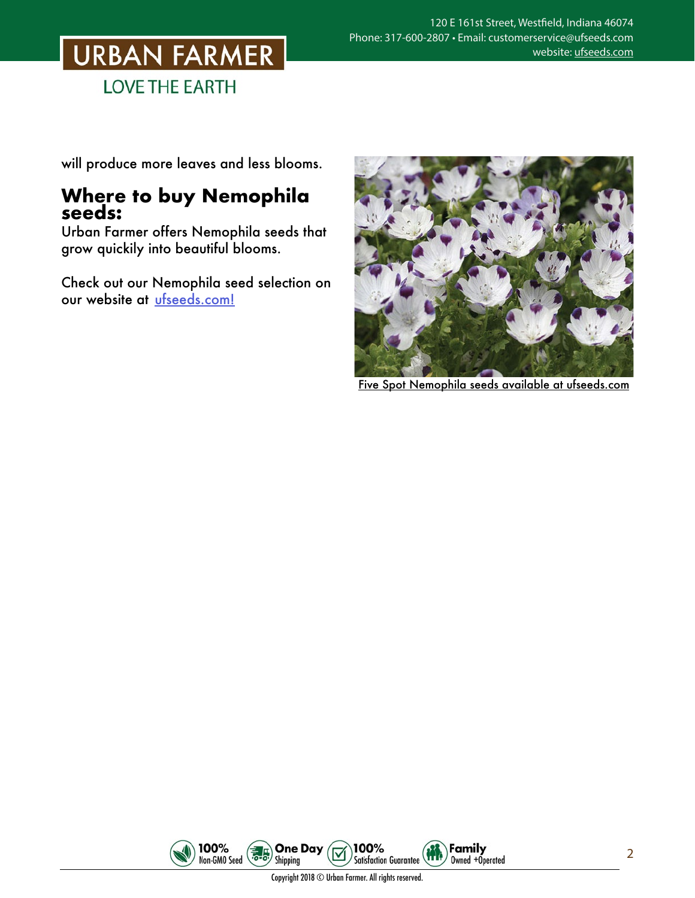will produce more leaves and less blooms.

## Where to buy Nemophila seeds:

Urban Farmer offers Nemophila seeds that grow quickly into beautiful blooms.

Check out our Nemophila seed selection on our website at [ufseeds.com!](https://ufseeds.com)

Five Spot Nemophila seeds available at ufseeds.com